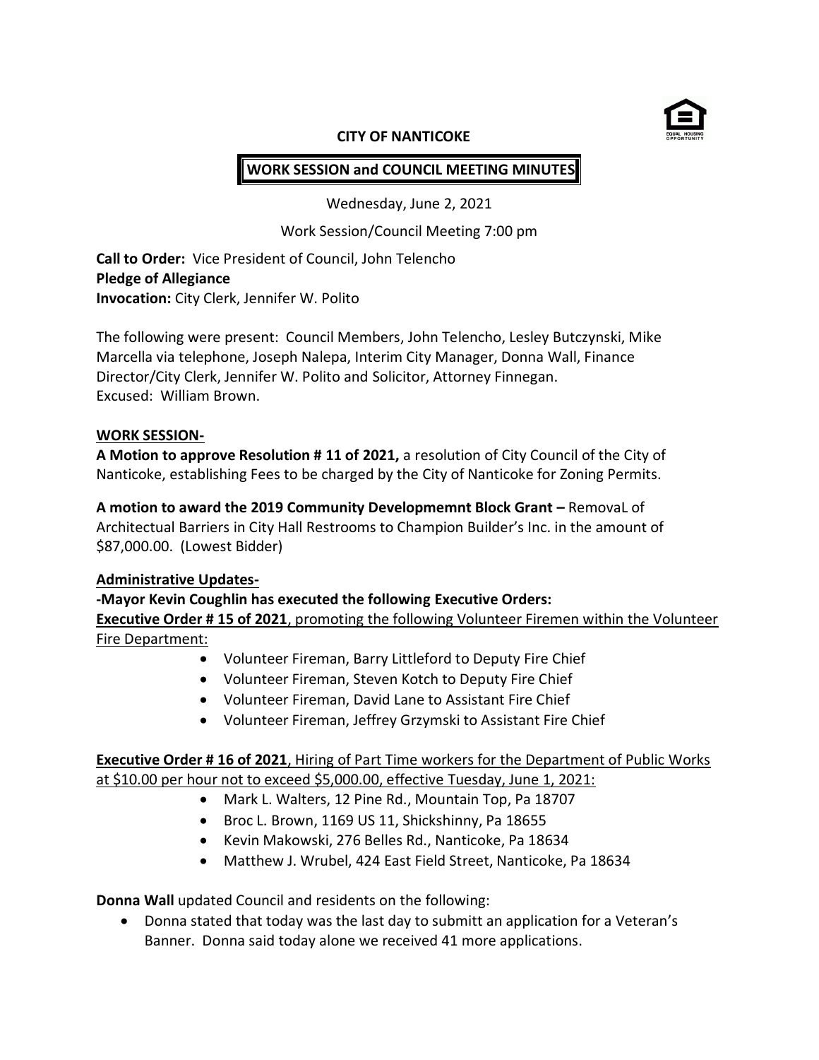**CITY OF NANTICOKE**

**WORK SESSION and COUNCIL MEETING MINUTES**

Wednesday, June 2, 2021

Work Session/Council Meeting 7:00 pm

**Call to Order:** Vice President of Council, John Telencho
**Pledge of Allegiance**
**Invocation:** City Clerk, Jennifer W. Polito

The following were present: Council Members, John Telencho, Lesley Butczynski, Mike Marcella via telephone, Joseph Nalepa, Interim City Manager, Donna Wall, Finance Director/City Clerk, Jennifer W. Polito and Solicitor, Attorney Finnegan.
Excused: William Brown.

**WORK SESSION-**

**A Motion to approve Resolution # 11 of 2021,** a resolution of City Council of the City of Nanticoke, establishing Fees to be charged by the City of Nanticoke for Zoning Permits.

**A motion to award the 2019 Community Developmemnt Block Grant –** RemovaL of Architectual Barriers in City Hall Restrooms to Champion Builder's Inc. in the amount of $87,000.00. (Lowest Bidder)

**Administrative Updates-**

**-Mayor Kevin Coughlin has executed the following Executive Orders:**

**Executive Order # 15 of 2021**, promoting the following Volunteer Firemen within the Volunteer Fire Department:

- Volunteer Fireman, Barry Littleford to Deputy Fire Chief
- Volunteer Fireman, Steven Kotch to Deputy Fire Chief
- Volunteer Fireman, David Lane to Assistant Fire Chief
- Volunteer Fireman, Jeffrey Grzymski to Assistant Fire Chief

**Executive Order # 16 of 2021**, Hiring of Part Time workers for the Department of Public Works at $10.00 per hour not to exceed $5,000.00, effective Tuesday, June 1, 2021:

- Mark L. Walters, 12 Pine Rd., Mountain Top, Pa 18707
- Broc L. Brown, 1169 US 11, Shickshinny, Pa 18655
- Kevin Makowski, 276 Belles Rd., Nanticoke, Pa 18634
- Matthew J. Wrubel, 424 East Field Street, Nanticoke, Pa 18634

**Donna Wall** updated Council and residents on the following:

- Donna stated that today was the last day to submitt an application for a Veteran's Banner. Donna said today alone we received 41 more applications.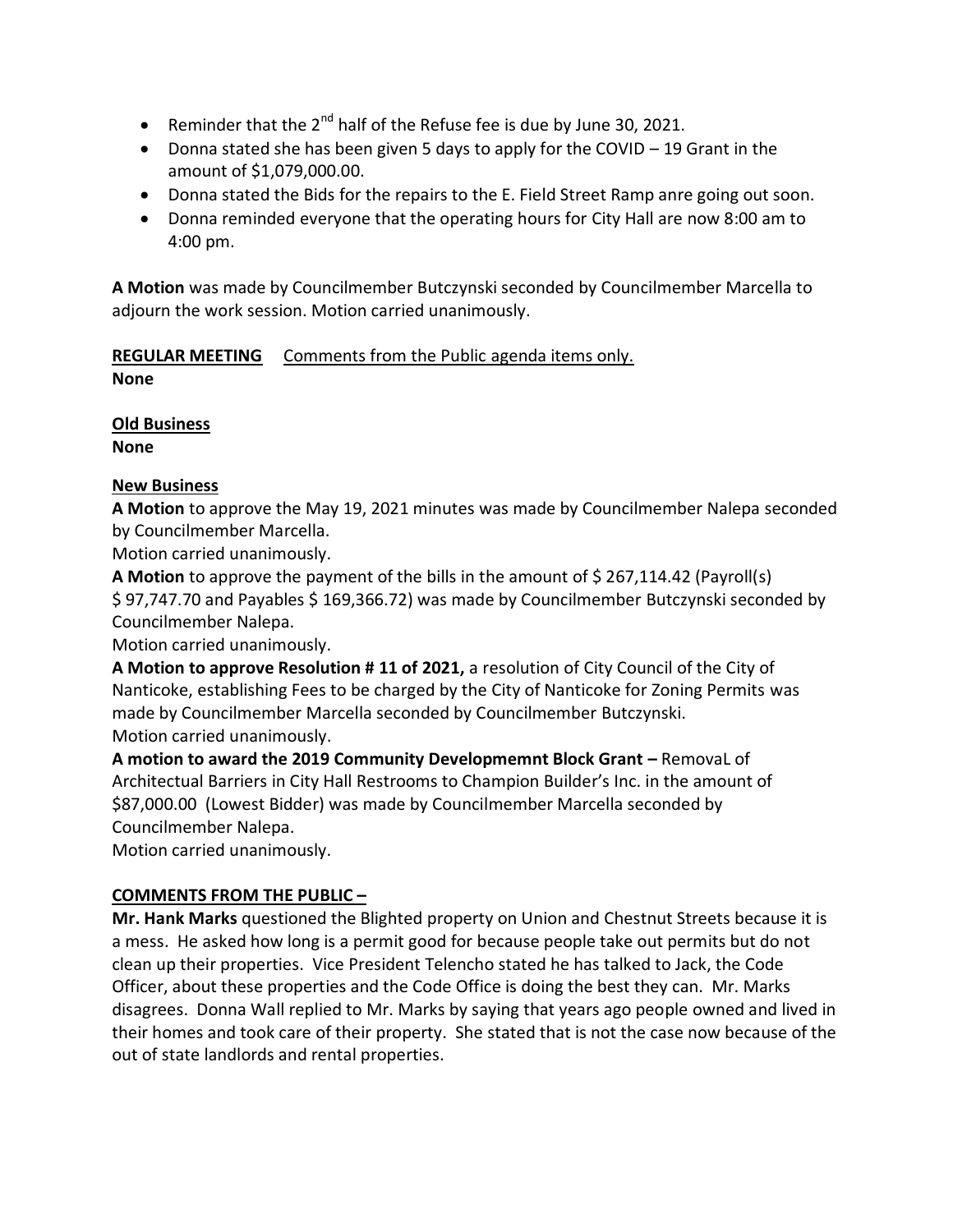- Reminder that the 2nd half of the Refuse fee is due by June 30, 2021.
- Donna stated she has been given 5 days to apply for the COVID – 19 Grant in the amount of $1,079,000.00.
- Donna stated the Bids for the repairs to the E. Field Street Ramp anre going out soon.
- Donna reminded everyone that the operating hours for City Hall are now 8:00 am to 4:00 pm.

**A Motion** was made by Councilmember Butczynski seconded by Councilmember Marcella to adjourn the work session. Motion carried unanimously.

**REGULAR MEETING** Comments from the Public agenda items only.
**None**

**Old Business**
**None**

**New Business**
**A Motion** to approve the May 19, 2021 minutes was made by Councilmember Nalepa seconded by Councilmember Marcella.
Motion carried unanimously.
**A Motion** to approve the payment of the bills in the amount of $ 267,114.42 (Payroll(s) $ 97,747.70 and Payables $ 169,366.72) was made by Councilmember Butczynski seconded by Councilmember Nalepa.
Motion carried unanimously.
**A Motion to approve Resolution # 11 of 2021,** a resolution of City Council of the City of Nanticoke, establishing Fees to be charged by the City of Nanticoke for Zoning Permits was made by Councilmember Marcella seconded by Councilmember Butczynski.
Motion carried unanimously.
**A motion to award the 2019 Community Developmemnt Block Grant –** RemovaL of Architectural Barriers in City Hall Restrooms to Champion Builder's Inc. in the amount of $87,000.00 (Lowest Bidder) was made by Councilmember Marcella seconded by Councilmember Nalepa.
Motion carried unanimously.

**COMMENTS FROM THE PUBLIC –**
**Mr. Hank Marks** questioned the Blighted property on Union and Chestnut Streets because it is a mess. He asked how long is a permit good for because people take out permits but do not clean up their properties. Vice President Telencho stated he has talked to Jack, the Code Officer, about these properties and the Code Office is doing the best they can. Mr. Marks disagrees. Donna Wall replied to Mr. Marks by saying that years ago people owned and lived in their homes and took care of their property. She stated that is not the case now because of the out of state landlords and rental properties.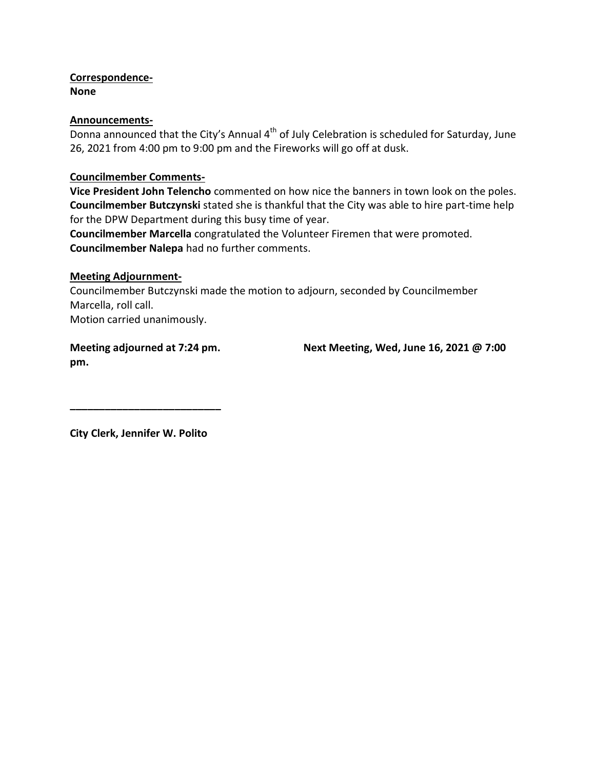**Correspondence-**
**None**

**Announcements-**
Donna announced that the City's Annual 4th of July Celebration is scheduled for Saturday, June 26, 2021 from 4:00 pm to 9:00 pm and the Fireworks will go off at dusk.

**Councilmember Comments-**
**Vice President John Telencho** commented on how nice the banners in town look on the poles.
**Councilmember Butczynski** stated she is thankful that the City was able to hire part-time help for the DPW Department during this busy time of year.
**Councilmember Marcella** congratulated the Volunteer Firemen that were promoted.
**Councilmember Nalepa** had no further comments.

**Meeting Adjournment-**
Councilmember Butczynski made the motion to adjourn, seconded by Councilmember Marcella, roll call.
Motion carried unanimously.

**Meeting adjourned at 7:24 pm.** **Next Meeting, Wed, June 16, 2021 @ 7:00 pm.**

___________________________

**City Clerk, Jennifer W. Polito**